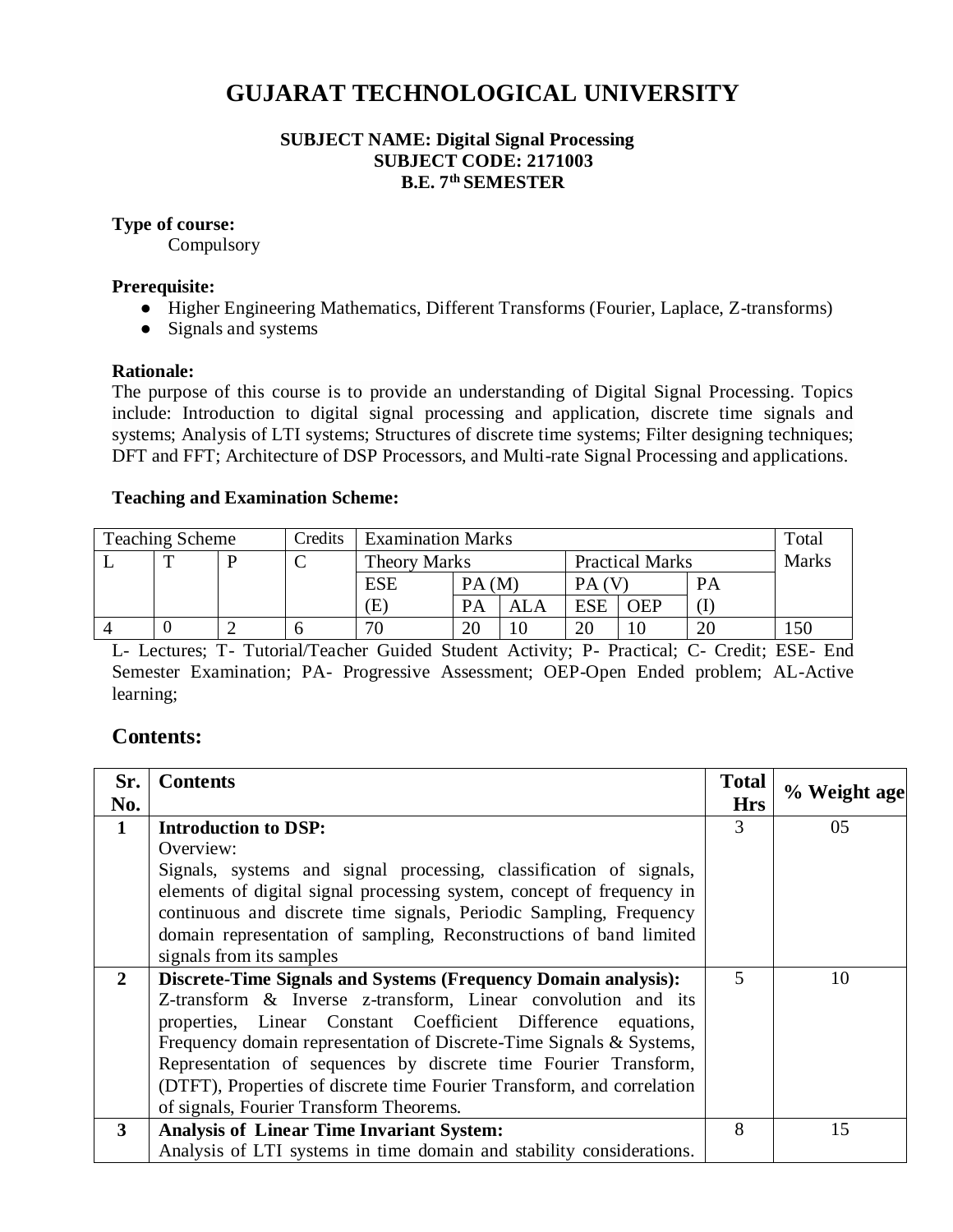# GUJARAT TECHNOLOGICAL UNIVERSITY

**SUBJECT NAME: Digital Signal Processing**
**SUBJECT CODE: 2171003**
**B.E. 7th SEMESTER**

**Type of course:**
Compulsory

**Prerequisite:**

- Higher Engineering Mathematics, Different Transforms (Fourier, Laplace, Z-transforms)
- Signals and systems

**Rationale:**
The purpose of this course is to provide an understanding of Digital Signal Processing. Topics include: Introduction to digital signal processing and application, discrete time signals and systems; Analysis of LTI systems; Structures of discrete time systems; Filter designing techniques; DFT and FFT; Architecture of DSP Processors, and Multi-rate Signal Processing and applications.

**Teaching and Examination Scheme:**

| Teaching Scheme | | | Credits | Examination Marks | | | | | | Total Marks |
|---|---|---|---|---|---|---|---|---|---|---|
| L | T | P | C | Theory Marks | | | Practical Marks | | | |
| | | | | ESE (E) | PA (M) | | PA (V) | | PA (I) | |
| | | | | | PA | ALA | ESE | OEP | | |
| 4 | 0 | 2 | 6 | 70 | 20 | 10 | 20 | 10 | 20 | 150 |

L- Lectures; T- Tutorial/Teacher Guided Student Activity; P- Practical; C- Credit; ESE- End Semester Examination; PA- Progressive Assessment; OEP-Open Ended problem; AL-Active learning;

## Contents:

| Sr. No. | Contents | Total Hrs | % Weight age |
|---|---|---|---|
| 1 | **Introduction to DSP:**<br>Overview:<br>Signals, systems and signal processing, classification of signals, elements of digital signal processing system, concept of frequency in continuous and discrete time signals, Periodic Sampling, Frequency domain representation of sampling, Reconstructions of band limited signals from its samples | 3 | 05 |
| 2 | **Discrete-Time Signals and Systems (Frequency Domain analysis):**<br>Z-transform & Inverse z-transform, Linear convolution and its properties, Linear Constant Coefficient Difference equations, Frequency domain representation of Discrete-Time Signals & Systems, Representation of sequences by discrete time Fourier Transform, (DTFT), Properties of discrete time Fourier Transform, and correlation of signals, Fourier Transform Theorems. | 5 | 10 |
| 3 | **Analysis of Linear Time Invariant System:**<br>Analysis of LTI systems in time domain and stability considerations. | 8 | 15 |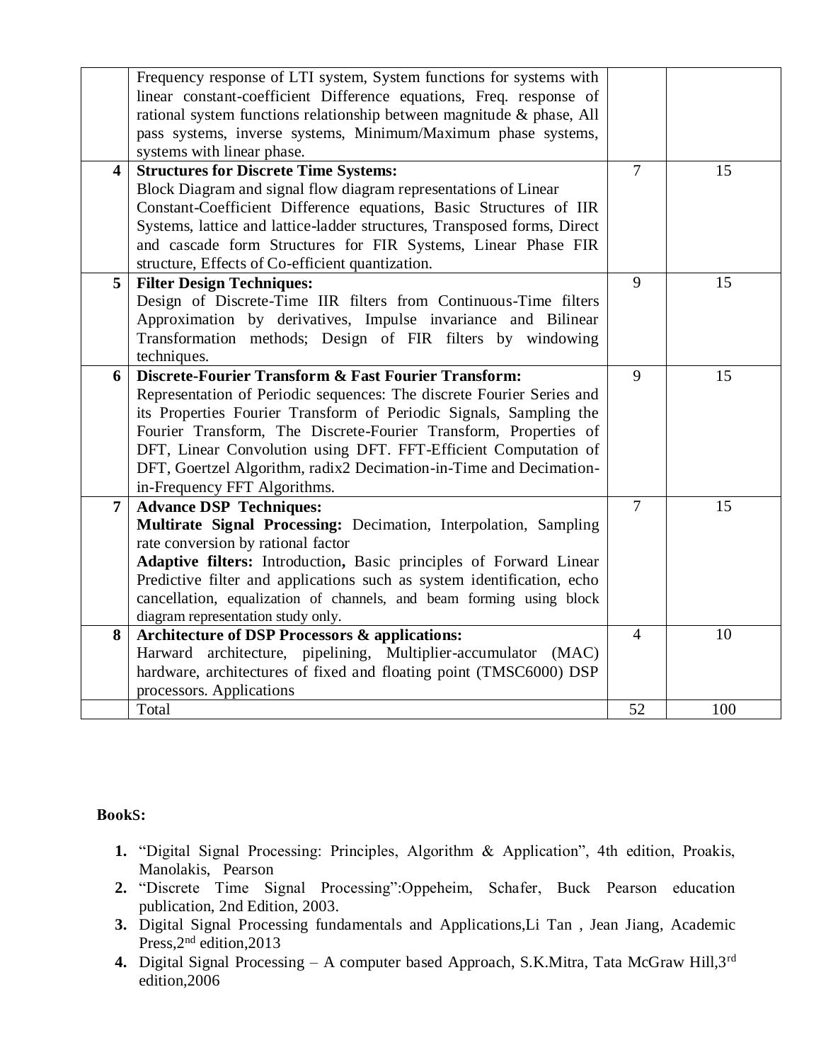| | | | |
|---|---|---|---|
| | Frequency response of LTI system, System functions for systems with linear constant-coefficient Difference equations, Freq. response of rational system functions relationship between magnitude & phase, All pass systems, inverse systems, Minimum/Maximum phase systems, systems with linear phase. | | |
| **4** | **Structures for Discrete Time Systems:** Block Diagram and signal flow diagram representations of Linear Constant-Coefficient Difference equations, Basic Structures of IIR Systems, lattice and lattice-ladder structures, Transposed forms, Direct and cascade form Structures for FIR Systems, Linear Phase FIR structure, Effects of Co-efficient quantization. | 7 | 15 |
| **5** | **Filter Design Techniques:** Design of Discrete-Time IIR filters from Continuous-Time filters Approximation by derivatives, Impulse invariance and Bilinear Transformation methods; Design of FIR filters by windowing techniques. | 9 | 15 |
| **6** | **Discrete-Fourier Transform & Fast Fourier Transform:** Representation of Periodic sequences: The discrete Fourier Series and its Properties Fourier Transform of Periodic Signals, Sampling the Fourier Transform, The Discrete-Fourier Transform, Properties of DFT, Linear Convolution using DFT. FFT-Efficient Computation of DFT, Goertzel Algorithm, radix2 Decimation-in-Time and Decimation-in-Frequency FFT Algorithms. | 9 | 15 |
| **7** | **Advance DSP Techniques:** **Multirate Signal Processing:** Decimation, Interpolation, Sampling rate conversion by rational factor **Adaptive filters:** Introduction**,** Basic principles of Forward Linear Predictive filter and applications such as system identification, echo cancellation, equalization of channels, and beam forming using block diagram representation study only. | 7 | 15 |
| **8** | **Architecture of DSP Processors & applications:** Harward architecture, pipelining, Multiplier-accumulator (MAC) hardware, architectures of fixed and floating point (TMSC6000) DSP processors. Applications | 4 | 10 |
| | Total | 52 | 100 |

**BookS:**

1. "Digital Signal Processing: Principles, Algorithm & Application", 4th edition, Proakis, Manolakis, Pearson
2. "Discrete Time Signal Processing":Oppeheim, Schafer, Buck Pearson education publication, 2nd Edition, 2003.
3. Digital Signal Processing fundamentals and Applications,Li Tan , Jean Jiang, Academic Press,2nd edition,2013
4. Digital Signal Processing – A computer based Approach, S.K.Mitra, Tata McGraw Hill,3rd edition,2006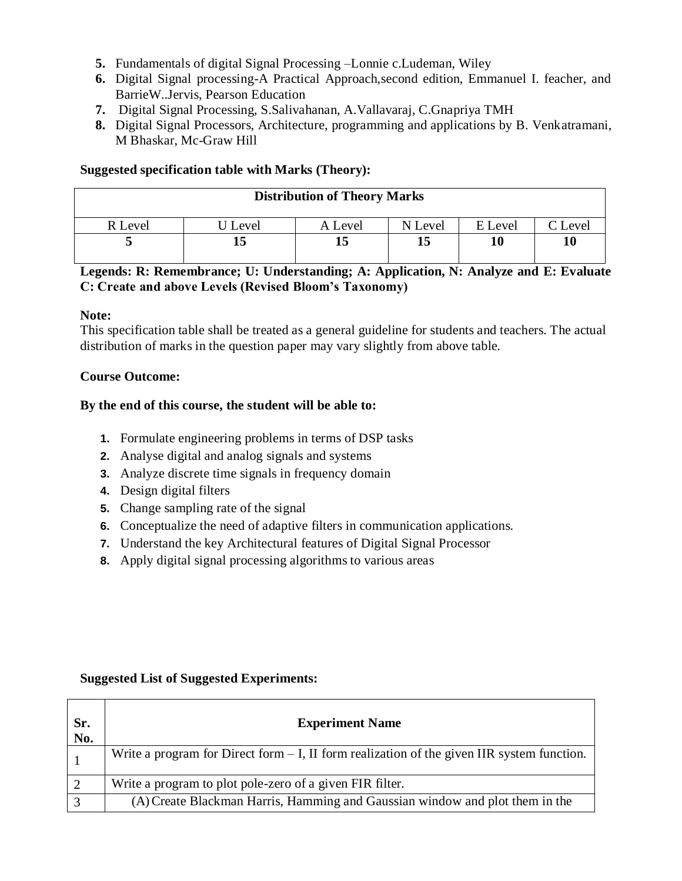5. Fundamentals of digital Signal Processing –Lonnie c.Ludeman, Wiley
6. Digital Signal processing-A Practical Approach,second edition, Emmanuel I. feacher, and BarrieW..Jervis, Pearson Education
7. Digital Signal Processing, S.Salivahanan, A.Vallavaraj, C.Gnapriya TMH
8. Digital Signal Processors, Architecture, programming and applications by B. Venkatramani, M Bhaskar, Mc-Graw Hill

**Suggested specification table with Marks (Theory):**

| Distribution of Theory Marks | | | | | |
|---|---|---|---|---|---|
| R Level | U Level | A Level | N Level | E Level | C Level |
| **5** | **15** | **15** | **15** | **10** | **10** |

**Legends: R: Remembrance; U: Understanding; A: Application, N: Analyze and E: Evaluate C: Create and above Levels (Revised Bloom's Taxonomy)**

**Note:**
This specification table shall be treated as a general guideline for students and teachers. The actual distribution of marks in the question paper may vary slightly from above table.

**Course Outcome:**

**By the end of this course, the student will be able to:**

1. Formulate engineering problems in terms of DSP tasks
2. Analyse digital and analog signals and systems
3. Analyze discrete time signals in frequency domain
4. Design digital filters
5. Change sampling rate of the signal
6. Conceptualize the need of adaptive filters in communication applications.
7. Understand the key Architectural features of Digital Signal Processor
8. Apply digital signal processing algorithms to various areas

**Suggested List of Suggested Experiments:**

| Sr. No. | Experiment Name |
|---|---|
| 1 | Write a program for Direct form – I, II form realization of the given IIR system function. |
| 2 | Write a program to plot pole-zero of a given FIR filter. |
| 3 | (A) Create Blackman Harris, Hamming and Gaussian window and plot them in the |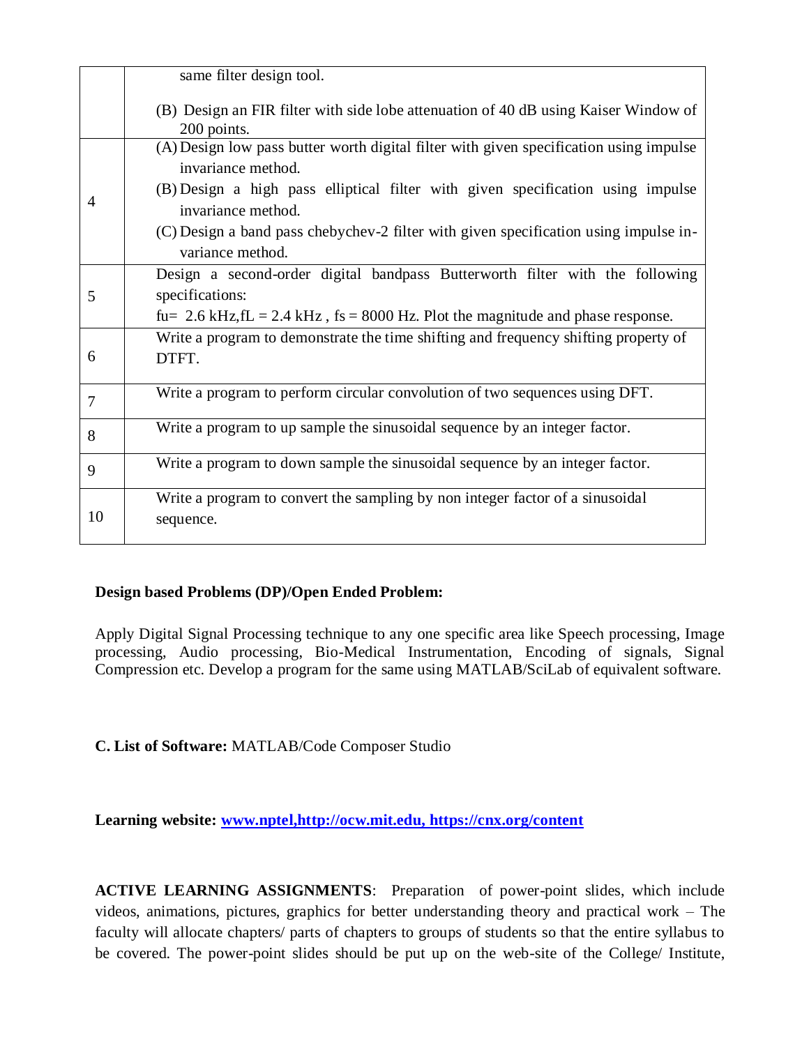| | |
|---|---|
| | same filter design tool.<br><br>(B) Design an FIR filter with side lobe attenuation of 40 dB using Kaiser Window of 200 points. |
| 4 | (A) Design low pass butter worth digital filter with given specification using impulse invariance method.<br>(B) Design a high pass elliptical filter with given specification using impulse invariance method.<br>(C) Design a band pass chebychev-2 filter with given specification using impulse invariance method. |
| 5 | Design a second-order digital bandpass Butterworth filter with the following specifications:<br>fu= 2.6 kHz,fL = 2.4 kHz , fs = 8000 Hz. Plot the magnitude and phase response. |
| 6 | Write a program to demonstrate the time shifting and frequency shifting property of DTFT. |
| 7 | Write a program to perform circular convolution of two sequences using DFT. |
| 8 | Write a program to up sample the sinusoidal sequence by an integer factor. |
| 9 | Write a program to down sample the sinusoidal sequence by an integer factor. |
| 10 | Write a program to convert the sampling by non integer factor of a sinusoidal sequence. |

**Design based Problems (DP)/Open Ended Problem:**

Apply Digital Signal Processing technique to any one specific area like Speech processing, Image processing, Audio processing, Bio-Medical Instrumentation, Encoding of signals, Signal Compression etc. Develop a program for the same using MATLAB/SciLab of equivalent software.

**C. List of Software:** MATLAB/Code Composer Studio

**Learning website:** [www.nptel,http://ocw.mit.edu, https://cnx.org/content](www.nptel,http://ocw.mit.edu, https://cnx.org/content)

**ACTIVE LEARNING ASSIGNMENTS**: Preparation of power-point slides, which include videos, animations, pictures, graphics for better understanding theory and practical work – The faculty will allocate chapters/ parts of chapters to groups of students so that the entire syllabus to be covered. The power-point slides should be put up on the web-site of the College/ Institute,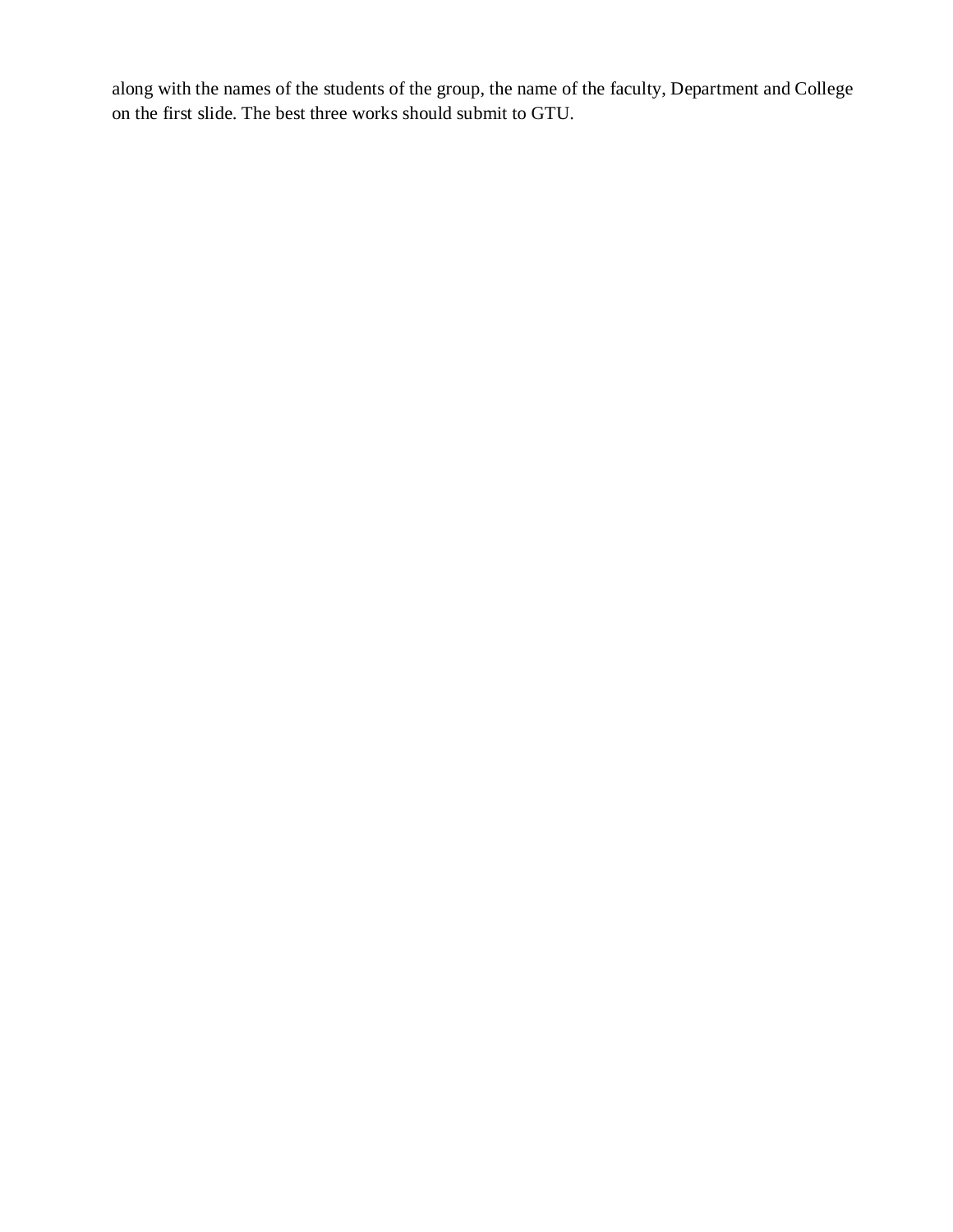along with the names of the students of the group, the name of the faculty, Department and College on the first slide. The best three works should submit to GTU.